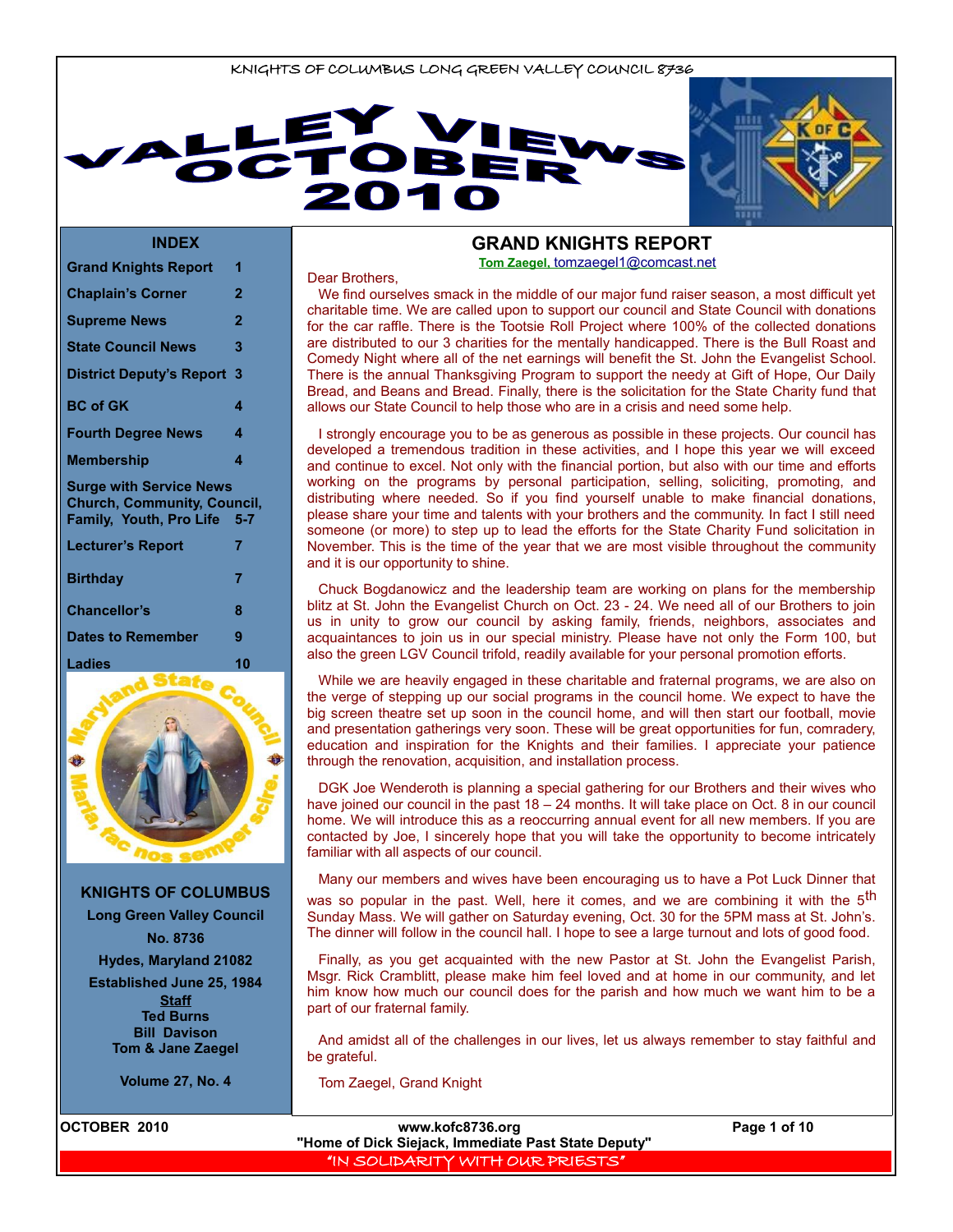KNIGHTS OF COLUMBUS LONG GREEN VALLEY COUNCIL 8736

# VALLEY VIEWS OCTOBER 2010

## INDEX

| | |
|---|---|
| Grand Knights Report | 1 |
| Chaplain's Corner | 2 |
| Supreme News | 2 |
| State Council News | 3 |
| District Deputy's Report | 3 |
| BC of GK | 4 |
| Fourth Degree News | 4 |
| Membership | 4 |
| Surge with Service News Church, Community, Council, Family, Youth, Pro Life | 5-7 |
| Lecturer's Report | 7 |
| Birthday | 7 |
| Chancellor's | 8 |
| Dates to Remember | 9 |
| Ladies | 10 |

Maryland State Council

Maria, fac nos semper scire.

**KNIGHTS OF COLUMBUS**
**Long Green Valley Council**
**No. 8736**
**Hydes, Maryland 21082**
**Established June 25, 1984**

**Staff**
**Ted Burns**
**Bill Davison**
**Tom & Jane Zaegel**

**Volume 27, No. 4**

## GRAND KNIGHTS REPORT

**Tom Zaegel,** tomzaegel1@comcast.net

Dear Brothers,

We find ourselves smack in the middle of our major fund raiser season, a most difficult yet charitable time. We are called upon to support our council and State Council with donations for the car raffle. There is the Tootsie Roll Project where 100% of the collected donations are distributed to our 3 charities for the mentally handicapped. There is the Bull Roast and Comedy Night where all of the net earnings will benefit the St. John the Evangelist School. There is the annual Thanksgiving Program to support the needy at Gift of Hope, Our Daily Bread, and Beans and Bread. Finally, there is the solicitation for the State Charity fund that allows our State Council to help those who are in a crisis and need some help.

I strongly encourage you to be as generous as possible in these projects. Our council has developed a tremendous tradition in these activities, and I hope this year we will exceed and continue to excel. Not only with the financial portion, but also with our time and efforts working on the programs by personal participation, selling, soliciting, promoting, and distributing where needed. So if you find yourself unable to make financial donations, please share your time and talents with your brothers and the community. In fact I still need someone (or more) to step up to lead the efforts for the State Charity Fund solicitation in November. This is the time of the year that we are most visible throughout the community and it is our opportunity to shine.

Chuck Bogdanowicz and the leadership team are working on plans for the membership blitz at St. John the Evangelist Church on Oct. 23 - 24. We need all of our Brothers to join us in unity to grow our council by asking family, friends, neighbors, associates and acquaintances to join us in our special ministry. Please have not only the Form 100, but also the green LGV Council trifold, readily available for your personal promotion efforts.

While we are heavily engaged in these charitable and fraternal programs, we are also on the verge of stepping up our social programs in the council home. We expect to have the big screen theatre set up soon in the council home, and will then start our football, movie and presentation gatherings very soon. These will be great opportunities for fun, comradery, education and inspiration for the Knights and their families. I appreciate your patience through the renovation, acquisition, and installation process.

DGK Joe Wenderoth is planning a special gathering for our Brothers and their wives who have joined our council in the past 18 – 24 months. It will take place on Oct. 8 in our council home. We will introduce this as a reoccurring annual event for all new members. If you are contacted by Joe, I sincerely hope that you will take the opportunity to become intricately familiar with all aspects of our council.

Many our members and wives have been encouraging us to have a Pot Luck Dinner that was so popular in the past. Well, here it comes, and we are combining it with the 5th Sunday Mass. We will gather on Saturday evening, Oct. 30 for the 5PM mass at St. John's. The dinner will follow in the council hall. I hope to see a large turnout and lots of good food.

Finally, as you get acquainted with the new Pastor at St. John the Evangelist Parish, Msgr. Rick Cramblitt, please make him feel loved and at home in our community, and let him know how much our council does for the parish and how much we want him to be a part of our fraternal family.

And amidst all of the challenges in our lives, let us always remember to stay faithful and be grateful.

Tom Zaegel, Grand Knight

www.kofc8736.org

"Home of Dick Siejack, Immediate Past State Deputy"

"IN SOLIDARITY WITH OUR PRIESTS"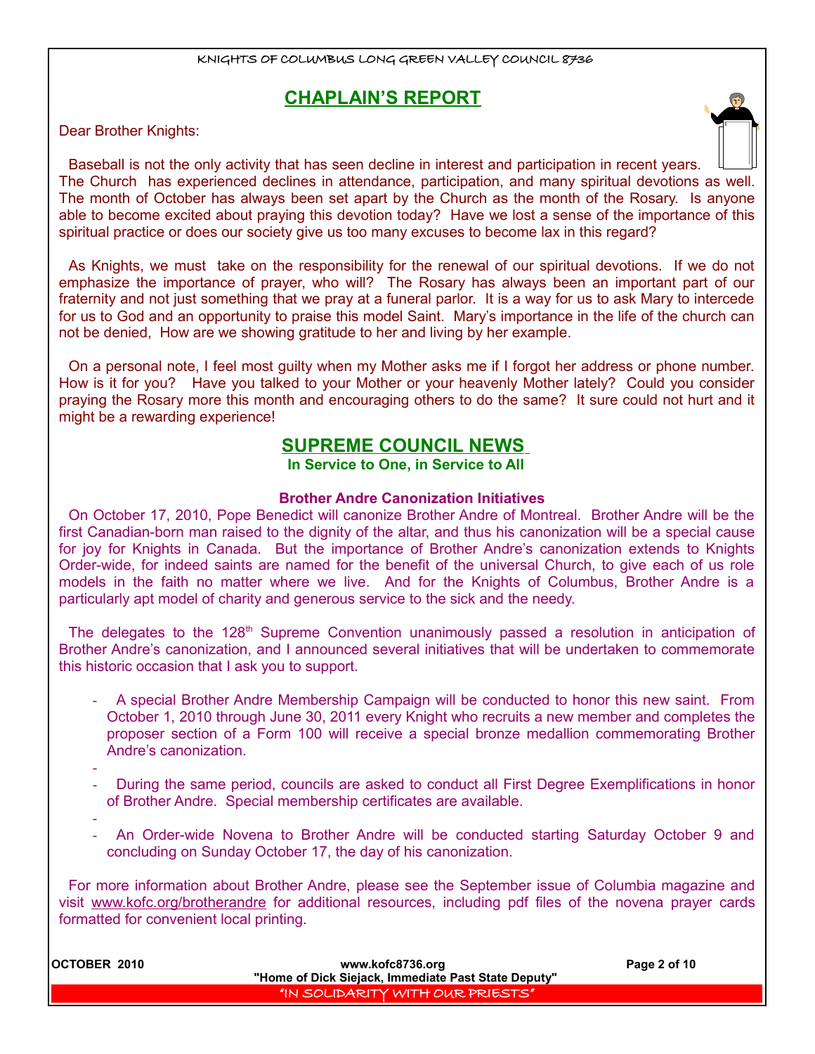## CHAPLAIN'S REPORT

Dear Brother Knights:

Baseball is not the only activity that has seen decline in interest and participation in recent years. The Church has experienced declines in attendance, participation, and many spiritual devotions as well. The month of October has always been set apart by the Church as the month of the Rosary. Is anyone able to become excited about praying this devotion today? Have we lost a sense of the importance of this spiritual practice or does our society give us too many excuses to become lax in this regard?

As Knights, we must take on the responsibility for the renewal of our spiritual devotions. If we do not emphasize the importance of prayer, who will? The Rosary has always been an important part of our fraternity and not just something that we pray at a funeral parlor. It is a way for us to ask Mary to intercede for us to God and an opportunity to praise this model Saint. Mary's importance in the life of the church can not be denied, How are we showing gratitude to her and living by her example.

On a personal note, I feel most guilty when my Mother asks me if I forgot her address or phone number. How is it for you? Have you talked to your Mother or your heavenly Mother lately? Could you consider praying the Rosary more this month and encouraging others to do the same? It sure could not hurt and it might be a rewarding experience!

## SUPREME COUNCIL NEWS

**In Service to One, in Service to All**

### Brother Andre Canonization Initiatives

On October 17, 2010, Pope Benedict will canonize Brother Andre of Montreal. Brother Andre will be the first Canadian-born man raised to the dignity of the altar, and thus his canonization will be a special cause for joy for Knights in Canada. But the importance of Brother Andre's canonization extends to Knights Order-wide, for indeed saints are named for the benefit of the universal Church, to give each of us role models in the faith no matter where we live. And for the Knights of Columbus, Brother Andre is a particularly apt model of charity and generous service to the sick and the needy.

The delegates to the 128th Supreme Convention unanimously passed a resolution in anticipation of Brother Andre's canonization, and I announced several initiatives that will be undertaken to commemorate this historic occasion that I ask you to support.

- A special Brother Andre Membership Campaign will be conducted to honor this new saint. From October 1, 2010 through June 30, 2011 every Knight who recruits a new member and completes the proposer section of a Form 100 will receive a special bronze medallion commemorating Brother Andre's canonization.
- During the same period, councils are asked to conduct all First Degree Exemplifications in honor of Brother Andre. Special membership certificates are available.
- An Order-wide Novena to Brother Andre will be conducted starting Saturday October 9 and concluding on Sunday October 17, the day of his canonization.

For more information about Brother Andre, please see the September issue of Columbia magazine and visit www.kofc.org/brotherandre for additional resources, including pdf files of the novena prayer cards formatted for convenient local printing.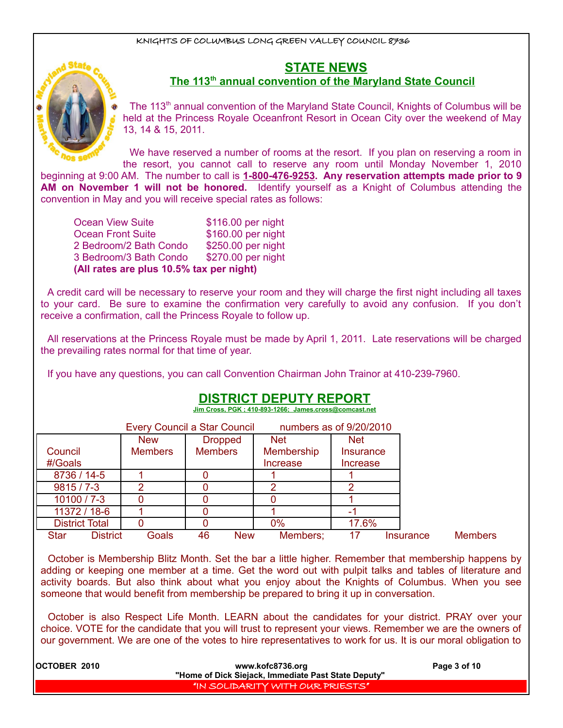## STATE NEWS

### The 113th annual convention of the Maryland State Council

The 113th annual convention of the Maryland State Council, Knights of Columbus will be held at the Princess Royale Oceanfront Resort in Ocean City over the weekend of May 13, 14 & 15, 2011.

We have reserved a number of rooms at the resort. If you plan on reserving a room in the resort, you cannot call to reserve any room until Monday November 1, 2010 beginning at 9:00 AM. The number to call is **1-800-476-9253**. **Any reservation attempts made prior to 9 AM on November 1 will not be honored.** Identify yourself as a Knight of Columbus attending the convention in May and you will receive special rates as follows:

| | |
|---|---|
| Ocean View Suite | $116.00 per night |
| Ocean Front Suite | $160.00 per night |
| 2 Bedroom/2 Bath Condo | $250.00 per night |
| 3 Bedroom/3 Bath Condo | $270.00 per night |

**(All rates are plus 10.5% tax per night)**

A credit card will be necessary to reserve your room and they will charge the first night including all taxes to your card. Be sure to examine the confirmation very carefully to avoid any confusion. If you don't receive a confirmation, call the Princess Royale to follow up.

All reservations at the Princess Royale must be made by April 1, 2011. Late reservations will be charged the prevailing rates normal for that time of year.

If you have any questions, you can call Convention Chairman John Trainor at 410-239-7960.

## DISTRICT DEPUTY REPORT

Jim Cross, PGK ; 410-893-1266; James.cross@comcast.net

Every Council a Star Council numbers as of 9/20/2010

| Council #/Goals | New Members | Dropped Members | Net Membership Increase | Net Insurance Increase |
|---|---|---|---|---|
| 8736 / 14-5 | 1 | 0 | 1 | 1 |
| 9815 / 7-3 | 2 | 0 | 2 | 2 |
| 10100 / 7-3 | 0 | 0 | 0 | 1 |
| 11372 / 18-6 | 1 | 0 | 1 | -1 |
| District Total | 0 | 0 | 0% | 17.6% |

Star District Goals 46 New Members; 17 Insurance Members

October is Membership Blitz Month. Set the bar a little higher. Remember that membership happens by adding or keeping one member at a time. Get the word out with pulpit talks and tables of literature and activity boards. But also think about what you enjoy about the Knights of Columbus. When you see someone that would benefit from membership be prepared to bring it up in conversation.

October is also Respect Life Month. LEARN about the candidates for your district. PRAY over your choice. VOTE for the candidate that you will trust to represent your views. Remember we are the owners of our government. We are one of the votes to hire representatives to work for us. It is our moral obligation to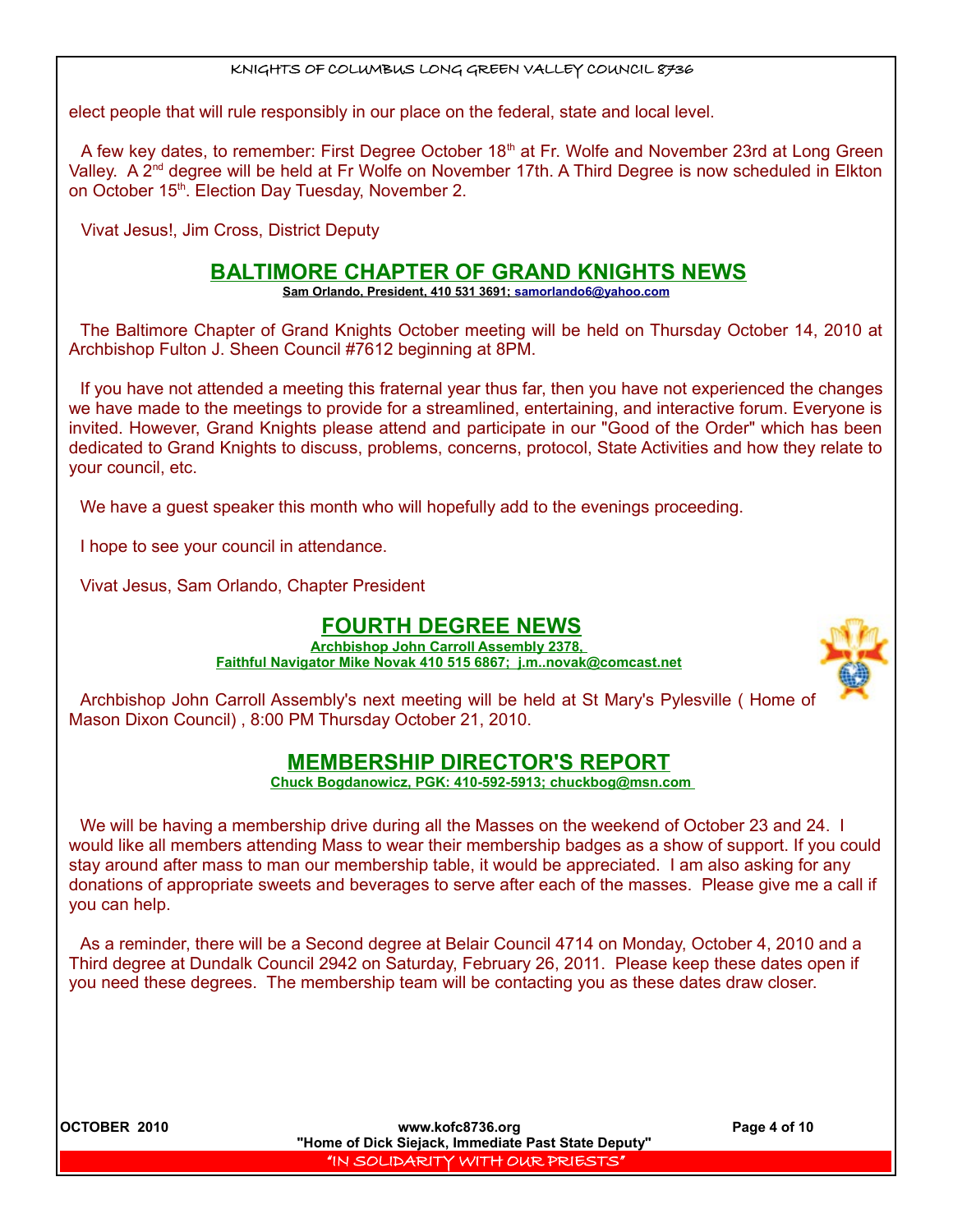elect people that will rule responsibly in our place on the federal, state and local level.

A few key dates, to remember: First Degree October 18th at Fr. Wolfe and November 23rd at Long Green Valley. A 2nd degree will be held at Fr Wolfe on November 17th. A Third Degree is now scheduled in Elkton on October 15th. Election Day Tuesday, November 2.

Vivat Jesus!, Jim Cross, District Deputy

## BALTIMORE CHAPTER OF GRAND KNIGHTS NEWS

**Sam Orlando, President, 410 531 3691; samorlando6@yahoo.com**

The Baltimore Chapter of Grand Knights October meeting will be held on Thursday October 14, 2010 at Archbishop Fulton J. Sheen Council #7612 beginning at 8PM.

If you have not attended a meeting this fraternal year thus far, then you have not experienced the changes we have made to the meetings to provide for a streamlined, entertaining, and interactive forum. Everyone is invited. However, Grand Knights please attend and participate in our "Good of the Order" which has been dedicated to Grand Knights to discuss, problems, concerns, protocol, State Activities and how they relate to your council, etc.

We have a guest speaker this month who will hopefully add to the evenings proceeding.

I hope to see your council in attendance.

Vivat Jesus, Sam Orlando, Chapter President

## FOURTH DEGREE NEWS

**Archbishop John Carroll Assembly 2378,**
**Faithful Navigator Mike Novak 410 515 6867; j.m..novak@comcast.net**

Archbishop John Carroll Assembly's next meeting will be held at St Mary's Pylesville ( Home of Mason Dixon Council) , 8:00 PM Thursday October 21, 2010.

## MEMBERSHIP DIRECTOR'S REPORT

**Chuck Bogdanowicz, PGK: 410-592-5913; chuckbog@msn.com**

We will be having a membership drive during all the Masses on the weekend of October 23 and 24. I would like all members attending Mass to wear their membership badges as a show of support. If you could stay around after mass to man our membership table, it would be appreciated. I am also asking for any donations of appropriate sweets and beverages to serve after each of the masses. Please give me a call if you can help.

As a reminder, there will be a Second degree at Belair Council 4714 on Monday, October 4, 2010 and a Third degree at Dundalk Council 2942 on Saturday, February 26, 2011. Please keep these dates open if you need these degrees. The membership team will be contacting you as these dates draw closer.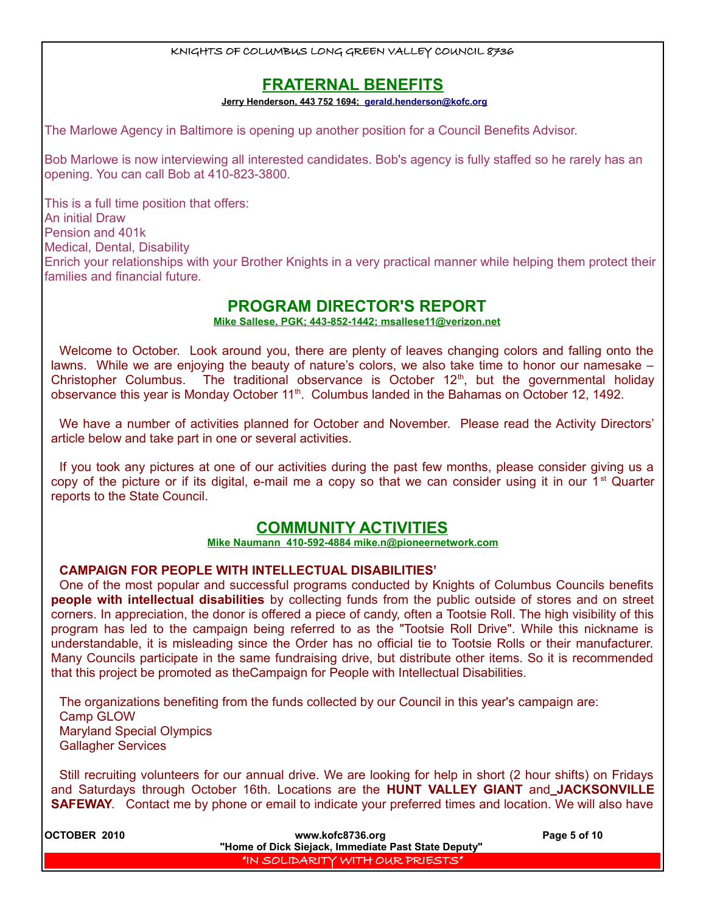## FRATERNAL BENEFITS

**Jerry Henderson, 443 752 1694; gerald.henderson@kofc.org**

The Marlowe Agency in Baltimore is opening up another position for a Council Benefits Advisor.

Bob Marlowe is now interviewing all interested candidates. Bob's agency is fully staffed so he rarely has an opening. You can call Bob at 410-823-3800.

This is a full time position that offers:
An initial Draw
Pension and 401k
Medical, Dental, Disability
Enrich your relationships with your Brother Knights in a very practical manner while helping them protect their families and financial future.

## PROGRAM DIRECTOR'S REPORT

**Mike Sallese, PGK; 443-852-1442; msallese11@verizon.net**

Welcome to October. Look around you, there are plenty of leaves changing colors and falling onto the lawns. While we are enjoying the beauty of nature's colors, we also take time to honor our namesake – Christopher Columbus. The traditional observance is October 12th, but the governmental holiday observance this year is Monday October 11th. Columbus landed in the Bahamas on October 12, 1492.

We have a number of activities planned for October and November. Please read the Activity Directors' article below and take part in one or several activities.

If you took any pictures at one of our activities during the past few months, please consider giving us a copy of the picture or if its digital, e-mail me a copy so that we can consider using it in our 1st Quarter reports to the State Council.

## COMMUNITY ACTIVITIES

**Mike Naumann 410-592-4884 mike.n@pioneernetwork.com**

**CAMPAIGN FOR PEOPLE WITH INTELLECTUAL DISABILITIES'**

One of the most popular and successful programs conducted by Knights of Columbus Councils benefits **people with intellectual disabilities** by collecting funds from the public outside of stores and on street corners. In appreciation, the donor is offered a piece of candy, often a Tootsie Roll. The high visibility of this program has led to the campaign being referred to as the "Tootsie Roll Drive". While this nickname is understandable, it is misleading since the Order has no official tie to Tootsie Rolls or their manufacturer. Many Councils participate in the same fundraising drive, but distribute other items. So it is recommended that this project be promoted as theCampaign for People with Intellectual Disabilities.

The organizations benefiting from the funds collected by our Council in this year's campaign are:
Camp GLOW
Maryland Special Olympics
Gallagher Services

Still recruiting volunteers for our annual drive. We are looking for help in short (2 hour shifts) on Fridays and Saturdays through October 16th. Locations are the **HUNT VALLEY GIANT** and **JACKSONVILLE SAFEWAY**. Contact me by phone or email to indicate your preferred times and location. We will also have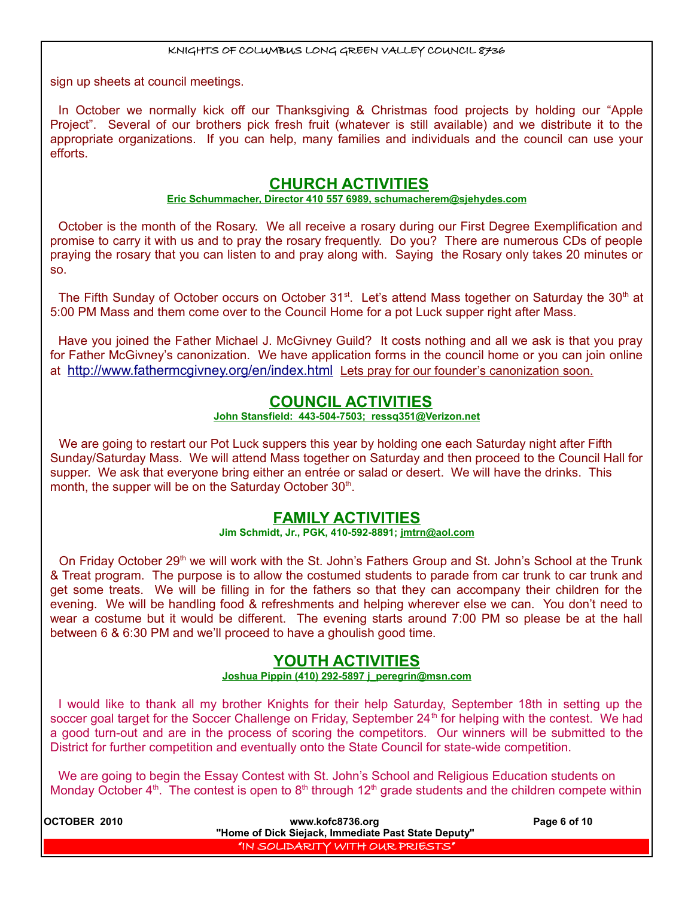sign up sheets at council meetings.

In October we normally kick off our Thanksgiving & Christmas food projects by holding our "Apple Project". Several of our brothers pick fresh fruit (whatever is still available) and we distribute it to the appropriate organizations. If you can help, many families and individuals and the council can use your efforts.

## CHURCH ACTIVITIES

**Eric Schummacher, Director 410 557 6989, schumacherem@sjehydes.com**

October is the month of the Rosary. We all receive a rosary during our First Degree Exemplification and promise to carry it with us and to pray the rosary frequently. Do you? There are numerous CDs of people praying the rosary that you can listen to and pray along with. Saying the Rosary only takes 20 minutes or so.

The Fifth Sunday of October occurs on October 31st. Let's attend Mass together on Saturday the 30th at 5:00 PM Mass and them come over to the Council Home for a pot Luck supper right after Mass.

Have you joined the Father Michael J. McGivney Guild? It costs nothing and all we ask is that you pray for Father McGivney's canonization. We have application forms in the council home or you can join online at http://www.fathermcgivney.org/en/index.html Lets pray for our founder's canonization soon.

## COUNCIL ACTIVITIES

**John Stansfield: 443-504-7503; ressq351@Verizon.net**

We are going to restart our Pot Luck suppers this year by holding one each Saturday night after Fifth Sunday/Saturday Mass. We will attend Mass together on Saturday and then proceed to the Council Hall for supper. We ask that everyone bring either an entrée or salad or desert. We will have the drinks. This month, the supper will be on the Saturday October 30th.

## FAMILY ACTIVITIES

**Jim Schmidt, Jr., PGK, 410-592-8891; jmtrn@aol.com**

On Friday October 29th we will work with the St. John's Fathers Group and St. John's School at the Trunk & Treat program. The purpose is to allow the costumed students to parade from car trunk to car trunk and get some treats. We will be filling in for the fathers so that they can accompany their children for the evening. We will be handling food & refreshments and helping wherever else we can. You don't need to wear a costume but it would be different. The evening starts around 7:00 PM so please be at the hall between 6 & 6:30 PM and we'll proceed to have a ghoulish good time.

## YOUTH ACTIVITIES

**Joshua Pippin (410) 292-5897 j_peregrin@msn.com**

I would like to thank all my brother Knights for their help Saturday, September 18th in setting up the soccer goal target for the Soccer Challenge on Friday, September 24th for helping with the contest. We had a good turn-out and are in the process of scoring the competitors. Our winners will be submitted to the District for further competition and eventually onto the State Council for state-wide competition.

We are going to begin the Essay Contest with St. John's School and Religious Education students on Monday October 4th. The contest is open to 8th through 12th grade students and the children compete within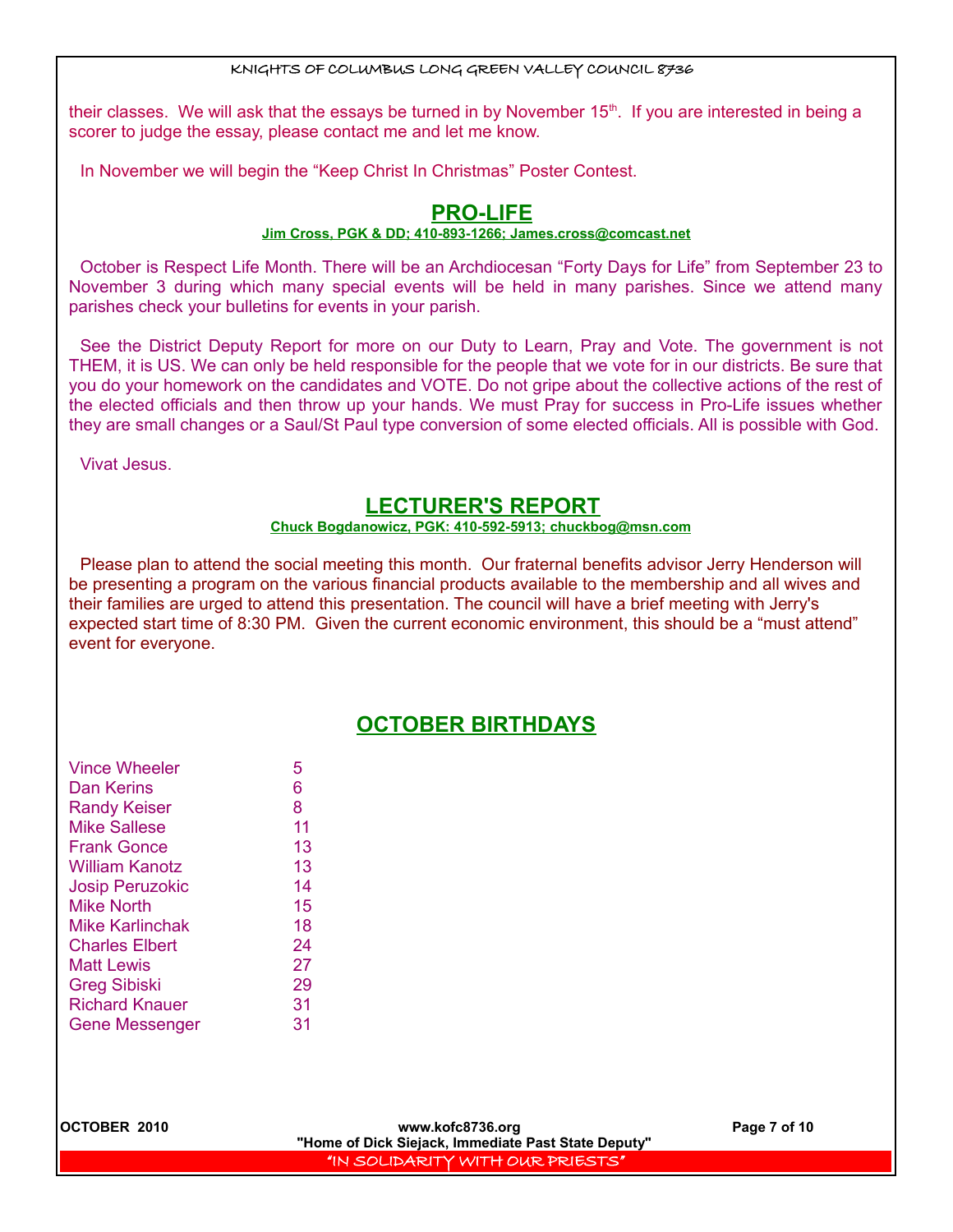their classes. We will ask that the essays be turned in by November 15th. If you are interested in being a scorer to judge the essay, please contact me and let me know.

In November we will begin the "Keep Christ In Christmas" Poster Contest.

## PRO-LIFE

**Jim Cross, PGK & DD; 410-893-1266; James.cross@comcast.net**

October is Respect Life Month. There will be an Archdiocesan "Forty Days for Life" from September 23 to November 3 during which many special events will be held in many parishes. Since we attend many parishes check your bulletins for events in your parish.

See the District Deputy Report for more on our Duty to Learn, Pray and Vote. The government is not THEM, it is US. We can only be held responsible for the people that we vote for in our districts. Be sure that you do your homework on the candidates and VOTE. Do not gripe about the collective actions of the rest of the elected officials and then throw up your hands. We must Pray for success in Pro-Life issues whether they are small changes or a Saul/St Paul type conversion of some elected officials. All is possible with God.

Vivat Jesus.

## LECTURER'S REPORT

**Chuck Bogdanowicz, PGK: 410-592-5913; chuckbog@msn.com**

Please plan to attend the social meeting this month. Our fraternal benefits advisor Jerry Henderson will be presenting a program on the various financial products available to the membership and all wives and their families are urged to attend this presentation. The council will have a brief meeting with Jerry's expected start time of 8:30 PM. Given the current economic environment, this should be a "must attend" event for everyone.

## OCTOBER BIRTHDAYS

| | |
|---|---|
| Vince Wheeler | 5 |
| Dan Kerins | 6 |
| Randy Keiser | 8 |
| Mike Sallese | 11 |
| Frank Gonce | 13 |
| William Kanotz | 13 |
| Josip Peruzokic | 14 |
| Mike North | 15 |
| Mike Karlinchak | 18 |
| Charles Elbert | 24 |
| Matt Lewis | 27 |
| Greg Sibiski | 29 |
| Richard Knauer | 31 |
| Gene Messenger | 31 |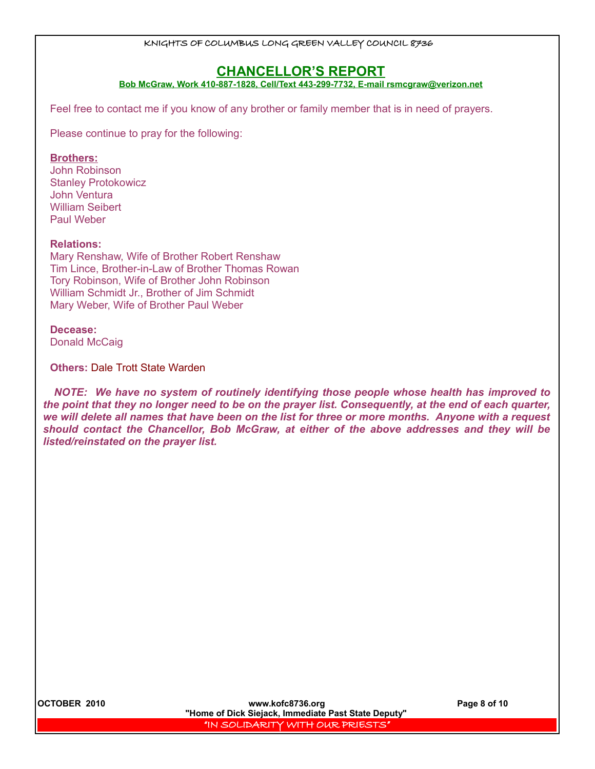## CHANCELLOR'S REPORT

**Bob McGraw, Work 410-887-1828, Cell/Text 443-299-7732, E-mail rsmcgraw@verizon.net**

Feel free to contact me if you know of any brother or family member that is in need of prayers.

Please continue to pray for the following:

**Brothers:**

John Robinson
Stanley Protokowicz
John Ventura
William Seibert
Paul Weber

**Relations:**

Mary Renshaw, Wife of Brother Robert Renshaw
Tim Lince, Brother-in-Law of Brother Thomas Rowan
Tory Robinson, Wife of Brother John Robinson
William Schmidt Jr., Brother of Jim Schmidt
Mary Weber, Wife of Brother Paul Weber

**Decease:**

Donald McCaig

**Others:** Dale Trott State Warden

***NOTE: We have no system of routinely identifying those people whose health has improved to the point that they no longer need to be on the prayer list. Consequently, at the end of each quarter, we will delete all names that have been on the list for three or more months. Anyone with a request should contact the Chancellor, Bob McGraw, at either of the above addresses and they will be listed/reinstated on the prayer list.***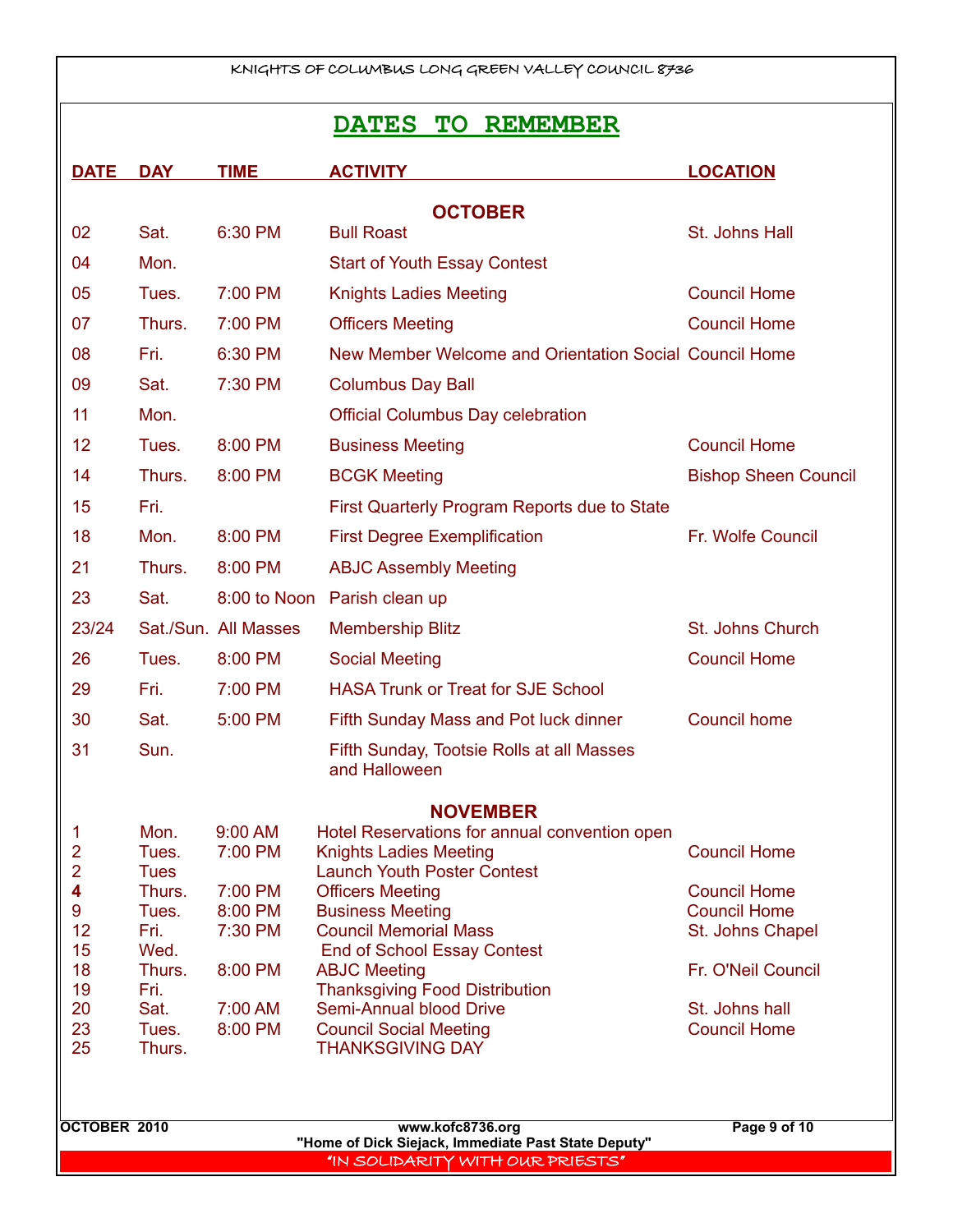## DATES TO REMEMBER

| DATE | DAY | TIME | ACTIVITY | LOCATION |
|---|---|---|---|---|
| | | | **OCTOBER** | |
| 02 | Sat. | 6:30 PM | Bull Roast | St. Johns Hall |
| 04 | Mon. | | Start of Youth Essay Contest | |
| 05 | Tues. | 7:00 PM | Knights Ladies Meeting | Council Home |
| 07 | Thurs. | 7:00 PM | Officers Meeting | Council Home |
| 08 | Fri. | 6:30 PM | New Member Welcome and Orientation Social | Council Home |
| 09 | Sat. | 7:30 PM | Columbus Day Ball | |
| 11 | Mon. | | Official Columbus Day celebration | |
| 12 | Tues. | 8:00 PM | Business Meeting | Council Home |
| 14 | Thurs. | 8:00 PM | BCGK Meeting | Bishop Sheen Council |
| 15 | Fri. | | First Quarterly Program Reports due to State | |
| 18 | Mon. | 8:00 PM | First Degree Exemplification | Fr. Wolfe Council |
| 21 | Thurs. | 8:00 PM | ABJC Assembly Meeting | |
| 23 | Sat. | 8:00 to Noon | Parish clean up | |
| 23/24 | Sat./Sun. | All Masses | Membership Blitz | St. Johns Church |
| 26 | Tues. | 8:00 PM | Social Meeting | Council Home |
| 29 | Fri. | 7:00 PM | HASA Trunk or Treat for SJE School | |
| 30 | Sat. | 5:00 PM | Fifth Sunday Mass and Pot luck dinner | Council home |
| 31 | Sun. | | Fifth Sunday, Tootsie Rolls at all Masses and Halloween | |
| | | | **NOVEMBER** | |
| 1 | Mon. | 9:00 AM | Hotel Reservations for annual convention open | |
| 2 | Tues. | 7:00 PM | Knights Ladies Meeting | Council Home |
| 2 | Tues | | Launch Youth Poster Contest | |
| **4** | Thurs. | 7:00 PM | Officers Meeting | Council Home |
| 9 | Tues. | 8:00 PM | Business Meeting | Council Home |
| 12 | Fri. | 7:30 PM | Council Memorial Mass | St. Johns Chapel |
| 15 | Wed. | | End of School Essay Contest | |
| 18 | Thurs. | 8:00 PM | ABJC Meeting | Fr. O'Neil Council |
| 19 | Fri. | | Thanksgiving Food Distribution | |
| 20 | Sat. | 7:00 AM | Semi-Annual blood Drive | St. Johns hall |
| 23 | Tues. | 8:00 PM | Council Social Meeting | Council Home |
| 25 | Thurs. | | THANKSGIVING DAY | |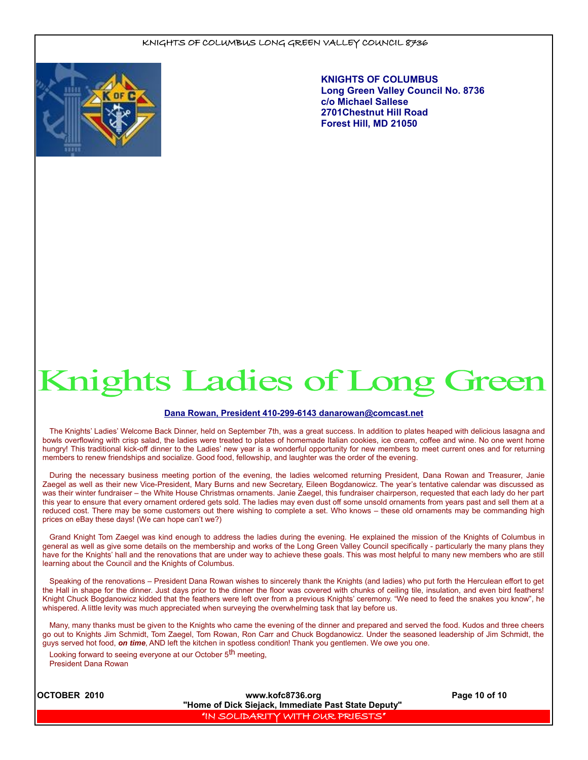**KNIGHTS OF COLUMBUS**
**Long Green Valley Council No. 8736**
**c/o Michael Sallese**
**2701Chestnut Hill Road**
**Forest Hill, MD 21050**

# Knights Ladies of Long Green

**Dana Rowan, President 410-299-6143 danarowan@comcast.net**

The Knights' Ladies' Welcome Back Dinner, held on September 7th, was a great success. In addition to plates heaped with delicious lasagna and bowls overflowing with crisp salad, the ladies were treated to plates of homemade Italian cookies, ice cream, coffee and wine. No one went home hungry! This traditional kick-off dinner to the Ladies' new year is a wonderful opportunity for new members to meet current ones and for returning members to renew friendships and socialize. Good food, fellowship, and laughter was the order of the evening.

During the necessary business meeting portion of the evening, the ladies welcomed returning President, Dana Rowan and Treasurer, Janie Zaegel as well as their new Vice-President, Mary Burns and new Secretary, Eileen Bogdanowicz. The year's tentative calendar was discussed as was their winter fundraiser – the White House Christmas ornaments. Janie Zaegel, this fundraiser chairperson, requested that each lady do her part this year to ensure that every ornament ordered gets sold. The ladies may even dust off some unsold ornaments from years past and sell them at a reduced cost. There may be some customers out there wishing to complete a set. Who knows – these old ornaments may be commanding high prices on eBay these days! (We can hope can't we?)

Grand Knight Tom Zaegel was kind enough to address the ladies during the evening. He explained the mission of the Knights of Columbus in general as well as give some details on the membership and works of the Long Green Valley Council specifically - particularly the many plans they have for the Knights' hall and the renovations that are under way to achieve these goals. This was most helpful to many new members who are still learning about the Council and the Knights of Columbus.

Speaking of the renovations – President Dana Rowan wishes to sincerely thank the Knights (and ladies) who put forth the Herculean effort to get the Hall in shape for the dinner. Just days prior to the dinner the floor was covered with chunks of ceiling tile, insulation, and even bird feathers! Knight Chuck Bogdanowicz kidded that the feathers were left over from a previous Knights' ceremony. "We need to feed the snakes you know", he whispered. A little levity was much appreciated when surveying the overwhelming task that lay before us.

Many, many thanks must be given to the Knights who came the evening of the dinner and prepared and served the food. Kudos and three cheers go out to Knights Jim Schmidt, Tom Zaegel, Tom Rowan, Ron Carr and Chuck Bogdanowicz. Under the seasoned leadership of Jim Schmidt, the guys served hot food, ***on time***, AND left the kitchen in spotless condition! Thank you gentlemen. We owe you one.

Looking forward to seeing everyone at our October 5th meeting,
President Dana Rowan